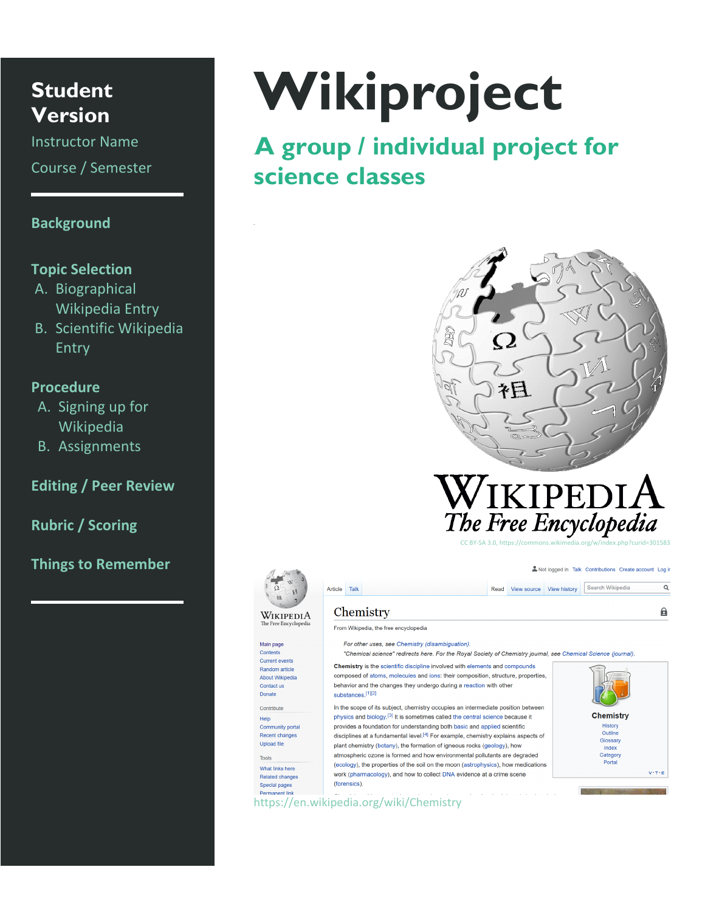# Wikiproject

## A group / individual project for science classes

**Student Version**

Instructor Name

Course / Semester

**Background**

**Topic Selection**

A. Biographical Wikipedia Entry
B. Scientific Wikipedia Entry

**Procedure**

A. Signing up for Wikipedia
B. Assignments

**Editing / Peer Review**

**Rubric / Scoring**

**Things to Remember**

CC BY-SA 3.0, https://commons.wikimedia.org/w/index.php?curid=301583

https://en.wikipedia.org/wiki/Chemistry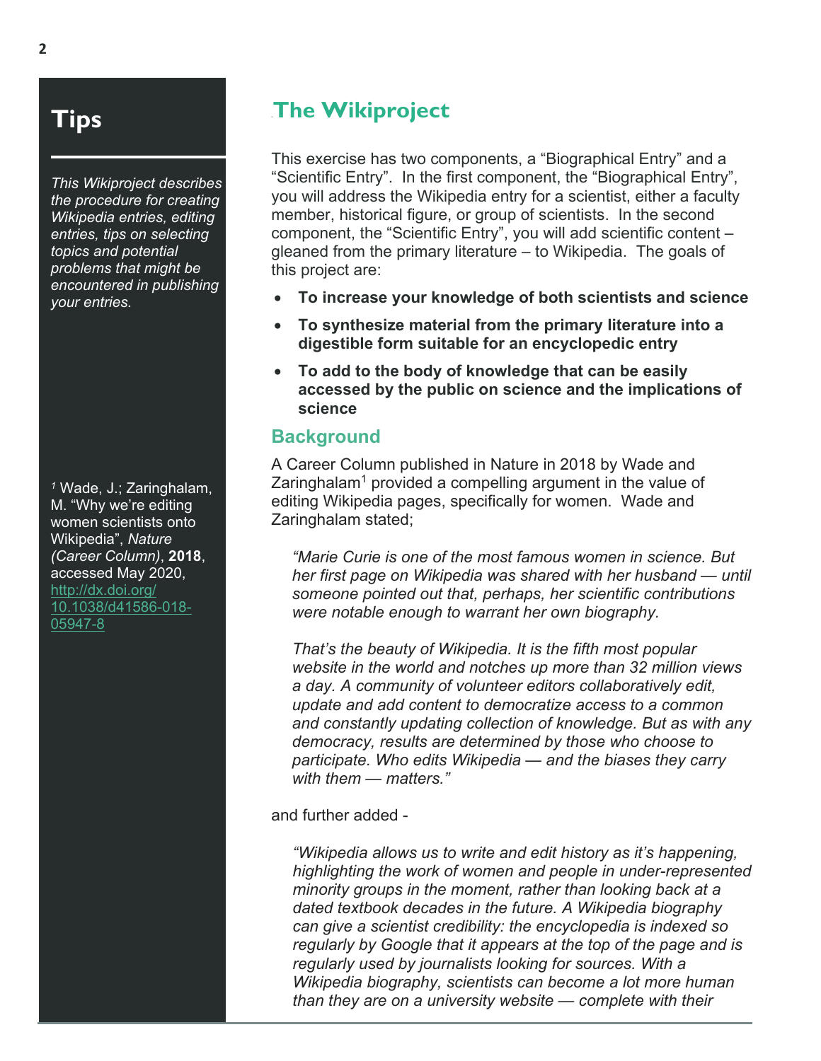## Tips

*This Wikiproject describes the procedure for creating Wikipedia entries, editing entries, tips on selecting topics and potential problems that might be encountered in publishing your entries.*

# The Wikiproject

This exercise has two components, a "Biographical Entry" and a "Scientific Entry". In the first component, the "Biographical Entry", you will address the Wikipedia entry for a scientist, either a faculty member, historical figure, or group of scientists. In the second component, the "Scientific Entry", you will add scientific content – gleaned from the primary literature – to Wikipedia. The goals of this project are:

- **To increase your knowledge of both scientists and science**
- **To synthesize material from the primary literature into a digestible form suitable for an encyclopedic entry**
- **To add to the body of knowledge that can be easily accessed by the public on science and the implications of science**

## Background

A Career Column published in Nature in 2018 by Wade and Zaringhalam[1] provided a compelling argument in the value of editing Wikipedia pages, specifically for women. Wade and Zaringhalam stated;

> *"Marie Curie is one of the most famous women in science. But her first page on Wikipedia was shared with her husband — until someone pointed out that, perhaps, her scientific contributions were notable enough to warrant her own biography.*
>
> *That's the beauty of Wikipedia. It is the fifth most popular website in the world and notches up more than 32 million views a day. A community of volunteer editors collaboratively edit, update and add content to democratize access to a common and constantly updating collection of knowledge. But as with any democracy, results are determined by those who choose to participate. Who edits Wikipedia — and the biases they carry with them — matters."*

and further added -

> *"Wikipedia allows us to write and edit history as it's happening, highlighting the work of women and people in under-represented minority groups in the moment, rather than looking back at a dated textbook decades in the future. A Wikipedia biography can give a scientist credibility: the encyclopedia is indexed so regularly by Google that it appears at the top of the page and is regularly used by journalists looking for sources. With a Wikipedia biography, scientists can become a lot more human than they are on a university website — complete with their*

[1] Wade, J.; Zaringhalam, M. "Why we're editing women scientists onto Wikipedia", *Nature (Career Column)*, **2018**, accessed May 2020, http://dx.doi.org/10.1038/d41586-018-05947-8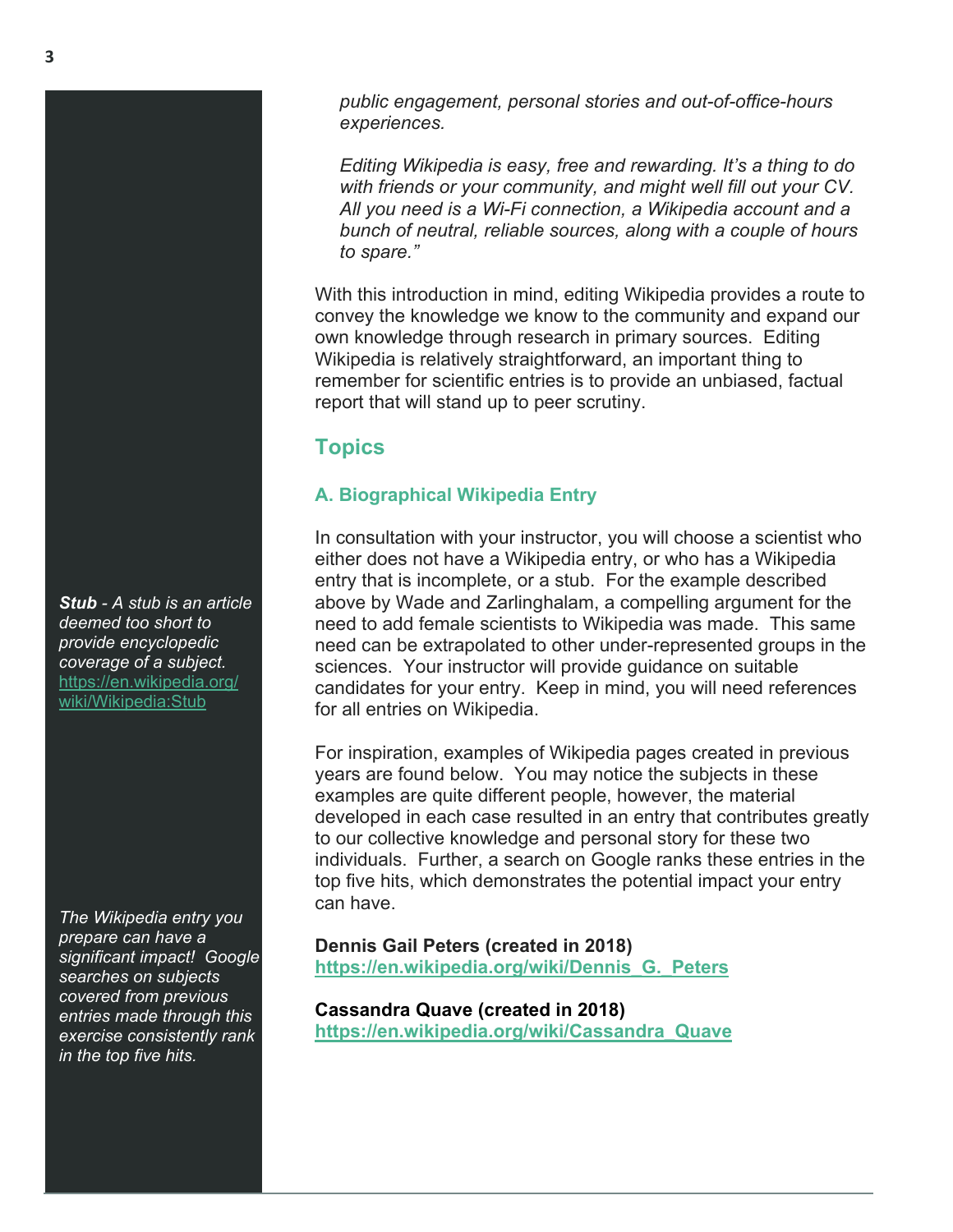*public engagement, personal stories and out-of-office-hours experiences.*

*Editing Wikipedia is easy, free and rewarding. It's a thing to do with friends or your community, and might well fill out your CV. All you need is a Wi-Fi connection, a Wikipedia account and a bunch of neutral, reliable sources, along with a couple of hours to spare."*

With this introduction in mind, editing Wikipedia provides a route to convey the knowledge we know to the community and expand our own knowledge through research in primary sources. Editing Wikipedia is relatively straightforward, an important thing to remember for scientific entries is to provide an unbiased, factual report that will stand up to peer scrutiny.

## Topics

### A. Biographical Wikipedia Entry

In consultation with your instructor, you will choose a scientist who either does not have a Wikipedia entry, or who has a Wikipedia entry that is incomplete, or a stub. For the example described above by Wade and Zarlinghalam, a compelling argument for the need to add female scientists to Wikipedia was made. This same need can be extrapolated to other under-represented groups in the sciences. Your instructor will provide guidance on suitable candidates for your entry. Keep in mind, you will need references for all entries on Wikipedia.

***Stub*** *- A stub is an article deemed too short to provide encyclopedic coverage of a subject.* https://en.wikipedia.org/wiki/Wikipedia:Stub

For inspiration, examples of Wikipedia pages created in previous years are found below. You may notice the subjects in these examples are quite different people, however, the material developed in each case resulted in an entry that contributes greatly to our collective knowledge and personal story for these two individuals. Further, a search on Google ranks these entries in the top five hits, which demonstrates the potential impact your entry can have.

*The Wikipedia entry you prepare can have a significant impact! Google searches on subjects covered from previous entries made through this exercise consistently rank in the top five hits.*

**Dennis Gail Peters (created in 2018)**
**https://en.wikipedia.org/wiki/Dennis_G._Peters**

**Cassandra Quave (created in 2018)**
**https://en.wikipedia.org/wiki/Cassandra_Quave**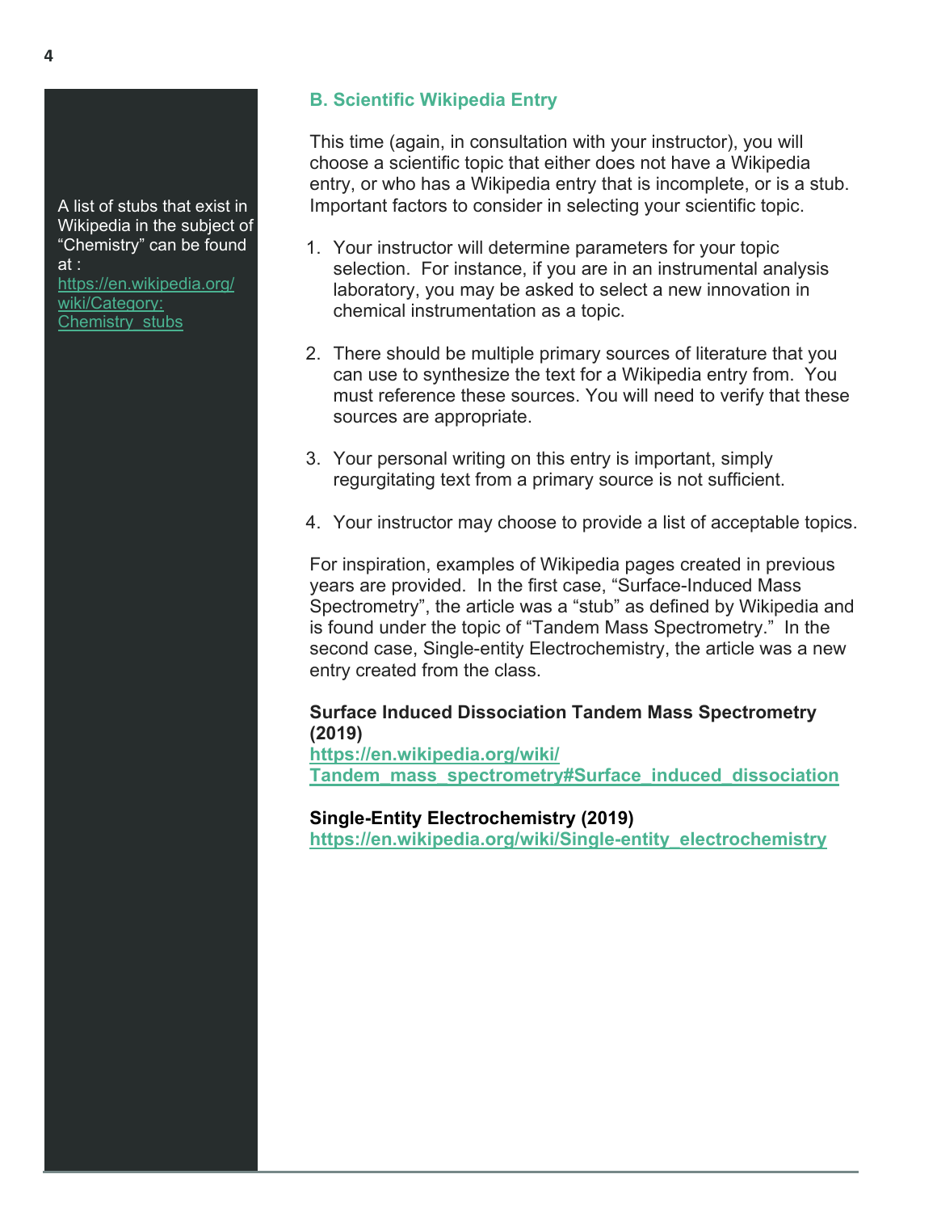A list of stubs that exist in Wikipedia in the subject of "Chemistry" can be found at : https://en.wikipedia.org/wiki/Category:Chemistry_stubs

## B. Scientific Wikipedia Entry

This time (again, in consultation with your instructor), you will choose a scientific topic that either does not have a Wikipedia entry, or who has a Wikipedia entry that is incomplete, or is a stub. Important factors to consider in selecting your scientific topic.

1. Your instructor will determine parameters for your topic selection. For instance, if you are in an instrumental analysis laboratory, you may be asked to select a new innovation in chemical instrumentation as a topic.

2. There should be multiple primary sources of literature that you can use to synthesize the text for a Wikipedia entry from. You must reference these sources. You will need to verify that these sources are appropriate.

3. Your personal writing on this entry is important, simply regurgitating text from a primary source is not sufficient.

4. Your instructor may choose to provide a list of acceptable topics.

For inspiration, examples of Wikipedia pages created in previous years are provided. In the first case, "Surface-Induced Mass Spectrometry", the article was a "stub" as defined by Wikipedia and is found under the topic of "Tandem Mass Spectrometry." In the second case, Single-entity Electrochemistry, the article was a new entry created from the class.

**Surface Induced Dissociation Tandem Mass Spectrometry (2019)**
**https://en.wikipedia.org/wiki/Tandem_mass_spectrometry#Surface_induced_dissociation**

**Single-Entity Electrochemistry (2019)**
**https://en.wikipedia.org/wiki/Single-entity_electrochemistry**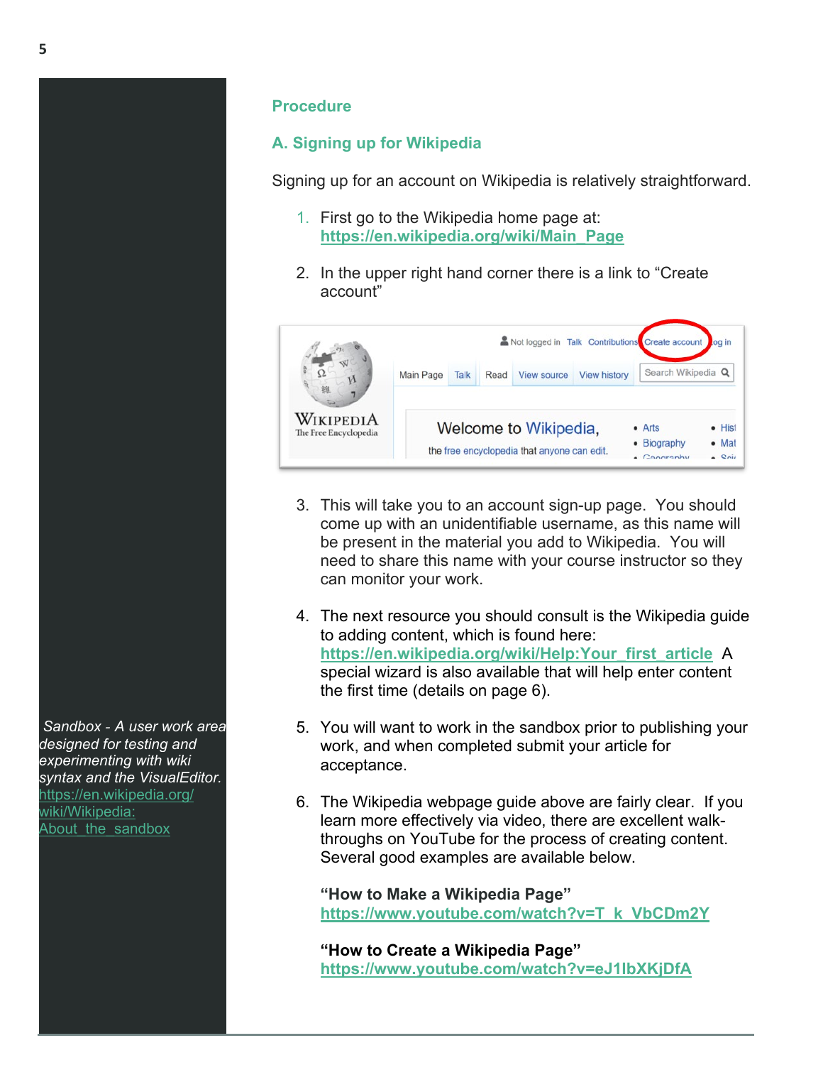## Procedure

### A. Signing up for Wikipedia

Signing up for an account on Wikipedia is relatively straightforward.

1. First go to the Wikipedia home page at: **https://en.wikipedia.org/wiki/Main_Page**

2. In the upper right hand corner there is a link to "Create account"

3. This will take you to an account sign-up page. You should come up with an unidentifiable username, as this name will be present in the material you add to Wikipedia. You will need to share this name with your course instructor so they can monitor your work.

4. The next resource you should consult is the Wikipedia guide to adding content, which is found here: **https://en.wikipedia.org/wiki/Help:Your_first_article** A special wizard is also available that will help enter content the first time (details on page 6).

5. You will want to work in the sandbox prior to publishing your work, and when completed submit your article for acceptance.

6. The Wikipedia webpage guide above are fairly clear. If you learn more effectively via video, there are excellent walk-throughs on YouTube for the process of creating content. Several good examples are available below.

   **"How to Make a Wikipedia Page"**
   **https://www.youtube.com/watch?v=T_k_VbCDm2Y**

   **"How to Create a Wikipedia Page"**
   **https://www.youtube.com/watch?v=eJ1lbXKjDfA**

*Sandbox - A user work area designed for testing and experimenting with wiki syntax and the VisualEditor.* https://en.wikipedia.org/wiki/Wikipedia:About_the_sandbox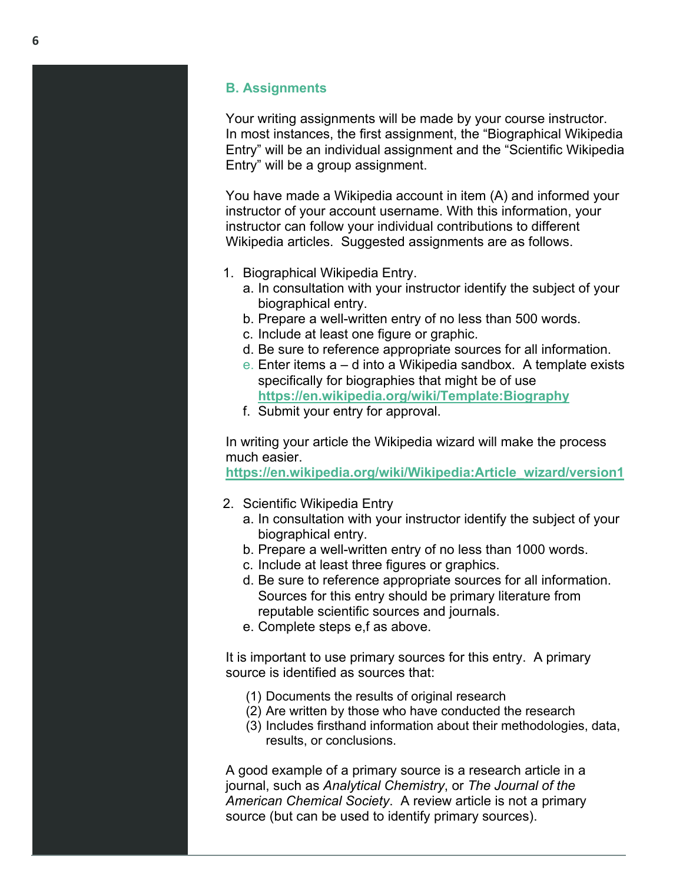## B. Assignments

Your writing assignments will be made by your course instructor. In most instances, the first assignment, the "Biographical Wikipedia Entry" will be an individual assignment and the "Scientific Wikipedia Entry" will be a group assignment.

You have made a Wikipedia account in item (A) and informed your instructor of your account username. With this information, your instructor can follow your individual contributions to different Wikipedia articles. Suggested assignments are as follows.

1. Biographical Wikipedia Entry.
   a. In consultation with your instructor identify the subject of your biographical entry.
   b. Prepare a well-written entry of no less than 500 words.
   c. Include at least one figure or graphic.
   d. Be sure to reference appropriate sources for all information.
   e. Enter items a – d into a Wikipedia sandbox. A template exists specifically for biographies that might be of use **https://en.wikipedia.org/wiki/Template:Biography**
   f. Submit your entry for approval.

In writing your article the Wikipedia wizard will make the process much easier.
**https://en.wikipedia.org/wiki/Wikipedia:Article_wizard/version1**

2. Scientific Wikipedia Entry
   a. In consultation with your instructor identify the subject of your biographical entry.
   b. Prepare a well-written entry of no less than 1000 words.
   c. Include at least three figures or graphics.
   d. Be sure to reference appropriate sources for all information. Sources for this entry should be primary literature from reputable scientific sources and journals.
   e. Complete steps e,f as above.

It is important to use primary sources for this entry. A primary source is identified as sources that:

(1) Documents the results of original research
(2) Are written by those who have conducted the research
(3) Includes firsthand information about their methodologies, data, results, or conclusions.

A good example of a primary source is a research article in a journal, such as *Analytical Chemistry*, or *The Journal of the American Chemical Society*. A review article is not a primary source (but can be used to identify primary sources).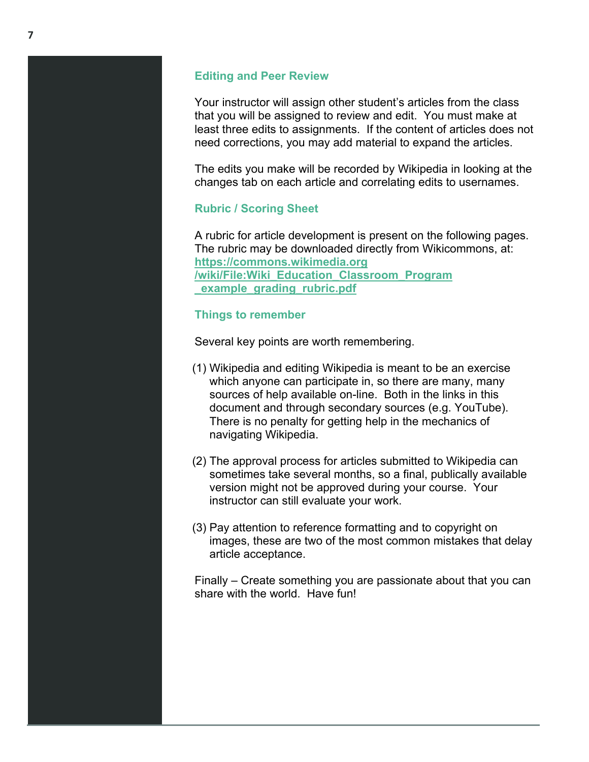## Editing and Peer Review

Your instructor will assign other student's articles from the class that you will be assigned to review and edit. You must make at least three edits to assignments. If the content of articles does not need corrections, you may add material to expand the articles.

The edits you make will be recorded by Wikipedia in looking at the changes tab on each article and correlating edits to usernames.

## Rubric / Scoring Sheet

A rubric for article development is present on the following pages. The rubric may be downloaded directly from Wikicommons, at: [https://commons.wikimedia.org/wiki/File:Wiki_Education_Classroom_Program_example_grading_rubric.pdf](https://commons.wikimedia.org/wiki/File:Wiki_Education_Classroom_Program_example_grading_rubric.pdf)

## Things to remember

Several key points are worth remembering.

(1) Wikipedia and editing Wikipedia is meant to be an exercise which anyone can participate in, so there are many, many sources of help available on-line. Both in the links in this document and through secondary sources (e.g. YouTube). There is no penalty for getting help in the mechanics of navigating Wikipedia.

(2) The approval process for articles submitted to Wikipedia can sometimes take several months, so a final, publically available version might not be approved during your course. Your instructor can still evaluate your work.

(3) Pay attention to reference formatting and to copyright on images, these are two of the most common mistakes that delay article acceptance.

Finally – Create something you are passionate about that you can share with the world. Have fun!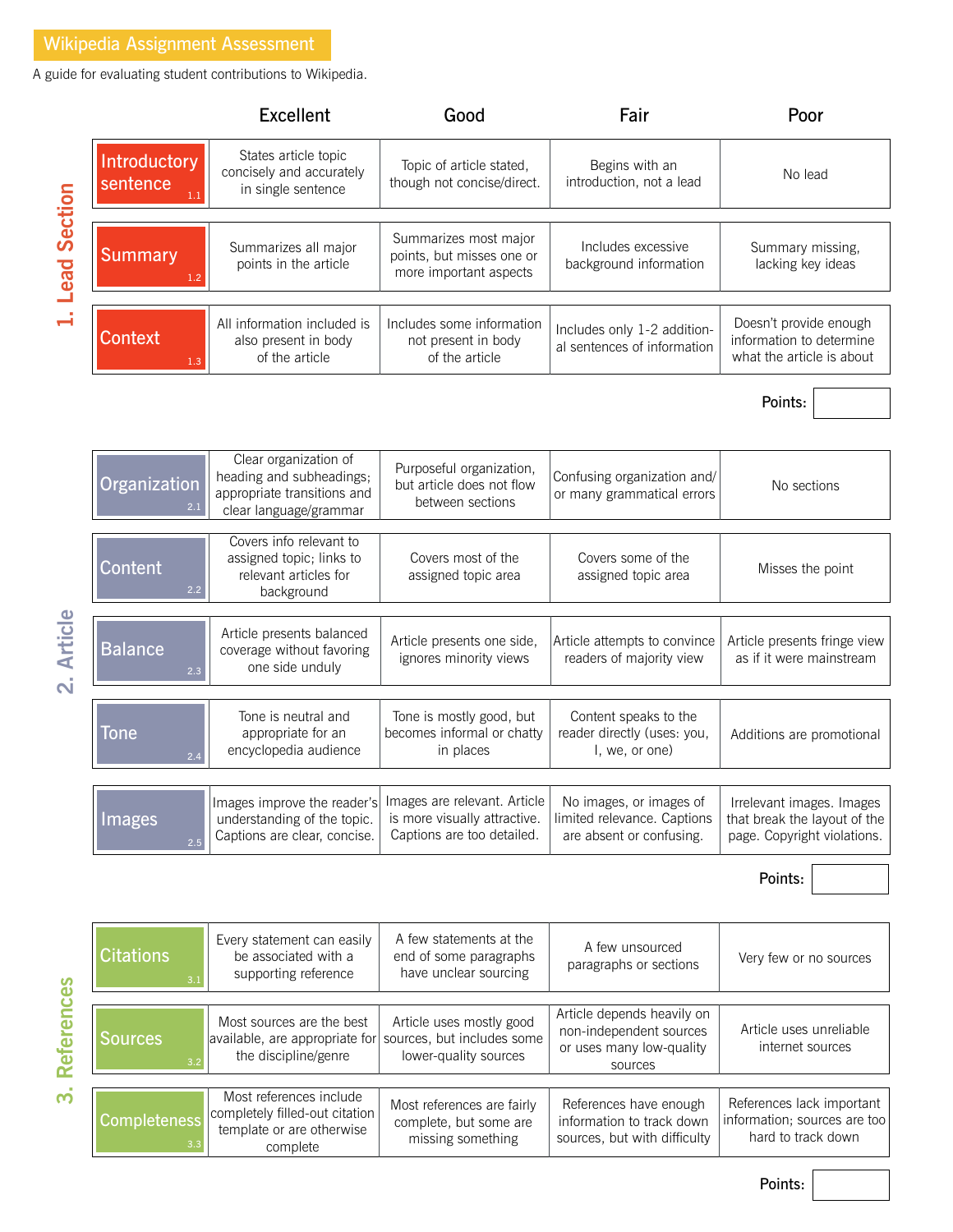# Wikipedia Assignment Assessment

A guide for evaluating student contributions to Wikipedia.

## 1. Lead Section

| | Excellent | Good | Fair | Poor |
|---|---|---|---|---|
| Introductory sentence 1.1 | States article topic concisely and accurately in single sentence | Topic of article stated, though not concise/direct. | Begins with an introduction, not a lead | No lead |
| Summary 1.2 | Summarizes all major points in the article | Summarizes most major points, but misses one or more important aspects | Includes excessive background information | Summary missing, lacking key ideas |
| Context 1.3 | All information included is also present in body of the article | Includes some information not present in body of the article | Includes only 1-2 additional sentences of information | Doesn't provide enough information to determine what the article is about |

**Points:**

## 2. Article

| | Excellent | Good | Fair | Poor |
|---|---|---|---|---|
| Organization 2.1 | Clear organization of heading and subheadings; appropriate transitions and clear language/grammar | Purposeful organization, but article does not flow between sections | Confusing organization and/ or many grammatical errors | No sections |
| Content 2.2 | Covers info relevant to assigned topic; links to relevant articles for background | Covers most of the assigned topic area | Covers some of the assigned topic area | Misses the point |
| Balance 2.3 | Article presents balanced coverage without favoring one side unduly | Article presents one side, ignores minority views | Article attempts to convince readers of majority view | Article presents fringe view as if it were mainstream |
| Tone 2.4 | Tone is neutral and appropriate for an encyclopedia audience | Tone is mostly good, but becomes informal or chatty in places | Content speaks to the reader directly (uses: you, I, we, or one) | Additions are promotional |
| Images 2.5 | Images improve the reader's understanding of the topic. Captions are clear, concise. | Images are relevant. Article is more visually attractive. Captions are too detailed. | No images, or images of limited relevance. Captions are absent or confusing. | Irrelevant images. Images that break the layout of the page. Copyright violations. |

**Points:**

## 3. References

| | Excellent | Good | Fair | Poor |
|---|---|---|---|---|
| Citations 3.1 | Every statement can easily be associated with a supporting reference | A few statements at the end of some paragraphs have unclear sourcing | A few unsourced paragraphs or sections | Very few or no sources |
| Sources 3.2 | Most sources are the best available, are appropriate for the discipline/genre | Article uses mostly good sources, but includes some lower-quality sources | Article depends heavily on non-independent sources or uses many low-quality sources | Article uses unreliable internet sources |
| Completeness 3.3 | Most references include completely filled-out citation template or are otherwise complete | Most references are fairly complete, but some are missing something | References have enough information to track down sources, but with difficulty | References lack important information; sources are too hard to track down |

**Points:**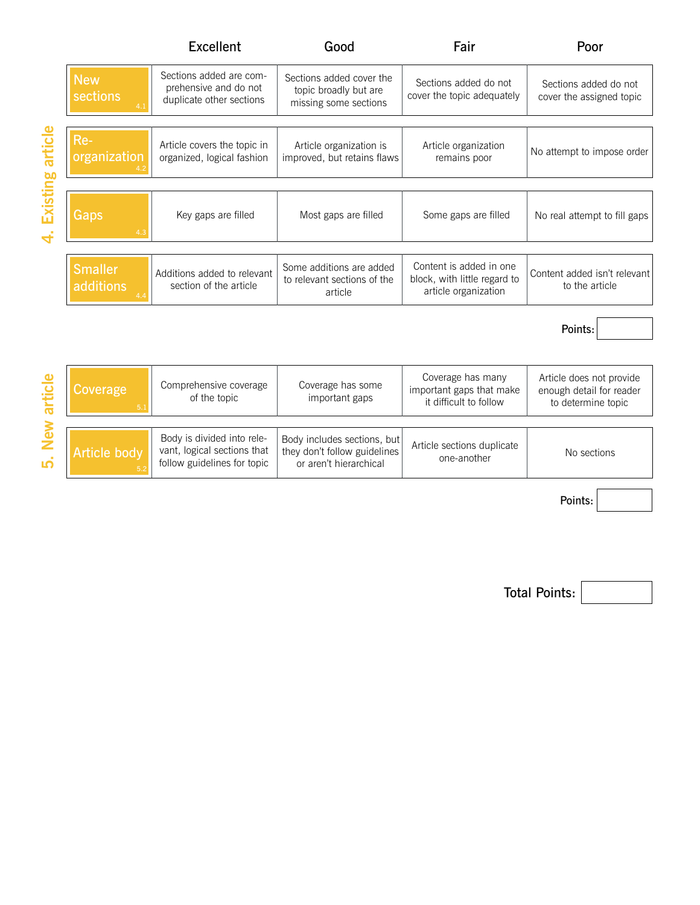## 4. Existing article

| | Excellent | Good | Fair | Poor |
|---|---|---|---|---|
| New sections 4.1 | Sections added are comprehensive and do not duplicate other sections | Sections added cover the topic broadly but are missing some sections | Sections added do not cover the topic adequately | Sections added do not cover the assigned topic |
| Re-organization 4.2 | Article covers the topic in organized, logical fashion | Article organization is improved, but retains flaws | Article organization remains poor | No attempt to impose order |
| Gaps 4.3 | Key gaps are filled | Most gaps are filled | Some gaps are filled | No real attempt to fill gaps |
| Smaller additions 4.4 | Additions added to relevant section of the article | Some additions are added to relevant sections of the article | Content is added in one block, with little regard to article organization | Content added isn't relevant to the article |

Points:

## 5. New article

| | Excellent | Good | Fair | Poor |
|---|---|---|---|---|
| Coverage 5.1 | Comprehensive coverage of the topic | Coverage has some important gaps | Coverage has many important gaps that make it difficult to follow | Article does not provide enough detail for reader to determine topic |
| Article body 5.2 | Body is divided into relevant, logical sections that follow guidelines for topic | Body includes sections, but they don't follow guidelines or aren't hierarchical | Article sections duplicate one-another | No sections |

Points:

Total Points: